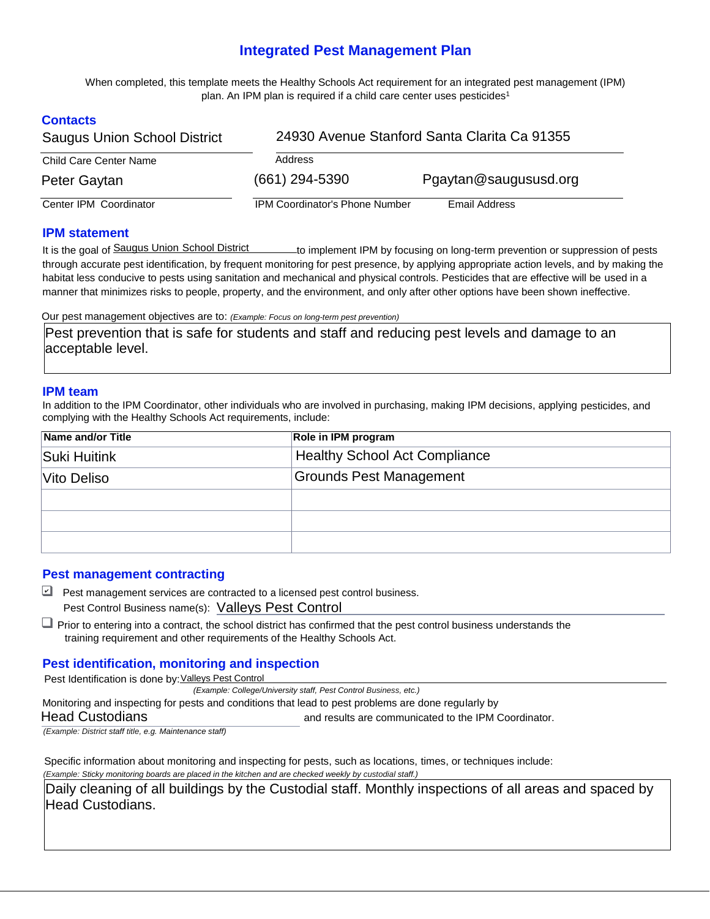# Integrated Pest Management Plan

When completed, this template meets the Healthy Schools Act requirement for an integrated pest management (IPM) plan. An IPM plan is required if a child care center uses pesticides[1]

## Contacts

Saugus Union School District
Child Care Center Name

24930 Avenue Stanford Santa Clarita Ca 91355
Address

Peter Gaytan
Center IPM Coordinator

(661) 294-5390
IPM Coordinator's Phone Number

Pgaytan@saugususd.org
Email Address

## IPM statement

It is the goal of Saugus Union School District to implement IPM by focusing on long-term prevention or suppression of pests through accurate pest identification, by frequent monitoring for pest presence, by applying appropriate action levels, and by making the habitat less conducive to pests using sanitation and mechanical and physical controls. Pesticides that are effective will be used in a manner that minimizes risks to people, property, and the environment, and only after other options have been shown ineffective.

Our pest management objectives are to: *(Example: Focus on long-term pest prevention)*

Pest prevention that is safe for students and staff and reducing pest levels and damage to an acceptable level.

## IPM team

In addition to the IPM Coordinator, other individuals who are involved in purchasing, making IPM decisions, applying pesticides, and complying with the Healthy Schools Act requirements, include:

| Name and/or Title | Role in IPM program |
|---|---|
| Suki Huitink | Healthy School Act Compliance |
| Vito Deliso | Grounds Pest Management |
| | |
| | |
| | |

## Pest management contracting

- [x] Pest management services are contracted to a licensed pest control business.
  Pest Control Business name(s): Valleys Pest Control
- [ ] Prior to entering into a contract, the school district has confirmed that the pest control business understands the training requirement and other requirements of the Healthy Schools Act.

## Pest identification, monitoring and inspection

Pest Identification is done by: Valleys Pest Control
*(Example: College/University staff, Pest Control Business, etc.)*

Monitoring and inspecting for pests and conditions that lead to pest problems are done regularly by Head Custodians and results are communicated to the IPM Coordinator.
*(Example: District staff title, e.g. Maintenance staff)*

Specific information about monitoring and inspecting for pests, such as locations, times, or techniques include:
*(Example: Sticky monitoring boards are placed in the kitchen and are checked weekly by custodial staff.)*

Daily cleaning of all buildings by the Custodial staff. Monthly inspections of all areas and spaced by Head Custodians.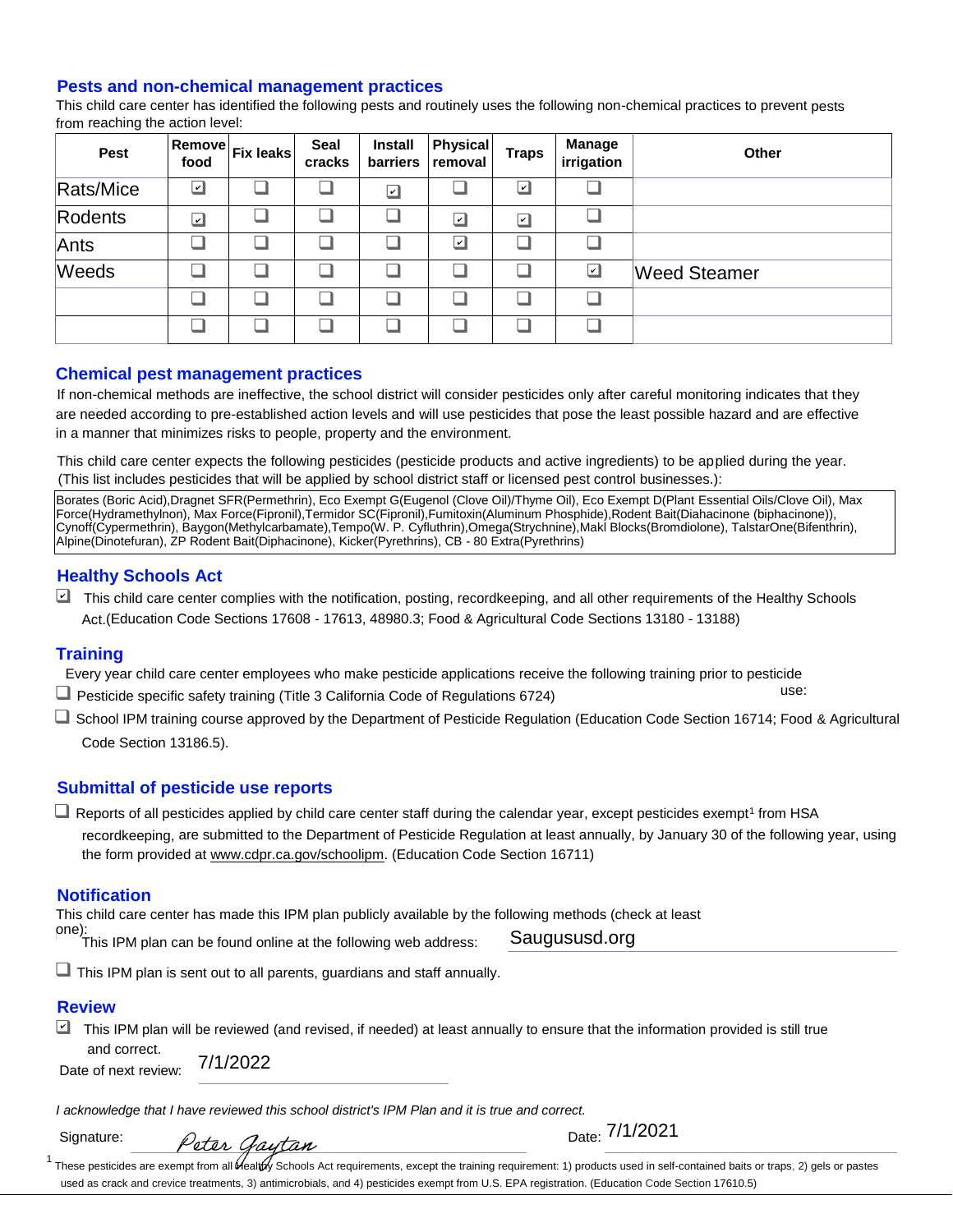## Pests and non-chemical management practices

This child care center has identified the following pests and routinely uses the following non-chemical practices to prevent pests from reaching the action level:

| Pest | Remove food | Fix leaks | Seal cracks | Install barriers | Physical removal | Traps | Manage irrigation | Other |
|---|---|---|---|---|---|---|---|---|
| Rats/Mice | ☑ | ☐ | ☐ | ☑ | ☐ | ☑ | ☐ | |
| Rodents | ☑ | ☐ | ☐ | ☐ | ☑ | ☑ | ☐ | |
| Ants | ☐ | ☐ | ☐ | ☐ | ☑ | ☐ | ☐ | |
| Weeds | ☐ | ☐ | ☐ | ☐ | ☐ | ☐ | ☑ | Weed Steamer |
| | ☐ | ☐ | ☐ | ☐ | ☐ | ☐ | ☐ | |
| | ☐ | ☐ | ☐ | ☐ | ☐ | ☐ | ☐ | |

## Chemical pest management practices

If non-chemical methods are ineffective, the school district will consider pesticides only after careful monitoring indicates that they are needed according to pre-established action levels and will use pesticides that pose the least possible hazard and are effective in a manner that minimizes risks to people, property and the environment.

This child care center expects the following pesticides (pesticide products and active ingredients) to be applied during the year. (This list includes pesticides that will be applied by school district staff or licensed pest control businesses.):

Borates (Boric Acid),Dragnet SFR(Permethrin), Eco Exempt G(Eugenol (Clove Oil)/Thyme Oil), Eco Exempt D(Plant Essential Oils/Clove Oil), Max Force(Hydramethylnon), Max Force(Fipronil),Termidor SC(Fipronil),Fumitoxin(Aluminum Phosphide),Rodent Bait(Diahacinone (biphacinone)), Cynoff(Cypermethrin), Baygon(Methylcarbamate),Tempo(W. P. Cyfluthrin),Omega(Strychnine),Makl Blocks(Bromdiolone), TalstarOne(Bifenthrin), Alpine(Dinotefuran), ZP Rodent Bait(Diphacinone), Kicker(Pyrethrins), CB - 80 Extra(Pyrethrins)

## Healthy Schools Act

☑ This child care center complies with the notification, posting, recordkeeping, and all other requirements of the Healthy Schools Act.(Education Code Sections 17608 - 17613, 48980.3; Food & Agricultural Code Sections 13180 - 13188)

## Training

Every year child care center employees who make pesticide applications receive the following training prior to pesticide use:

☐ Pesticide specific safety training (Title 3 California Code of Regulations 6724)

☐ School IPM training course approved by the Department of Pesticide Regulation (Education Code Section 16714; Food & Agricultural Code Section 13186.5).

## Submittal of pesticide use reports

☐ Reports of all pesticides applied by child care center staff during the calendar year, except pesticides exempt[1] from HSA recordkeeping, are submitted to the Department of Pesticide Regulation at least annually, by January 30 of the following year, using the form provided at www.cdpr.ca.gov/schoolipm. (Education Code Section 16711)

## Notification

This child care center has made this IPM plan publicly available by the following methods (check at least one):

This IPM plan can be found online at the following web address: Saugususd.org

☐ This IPM plan is sent out to all parents, guardians and staff annually.

## Review

☑ This IPM plan will be reviewed (and revised, if needed) at least annually to ensure that the information provided is still true and correct.

Date of next review: 7/1/2022

*I acknowledge that I have reviewed this school district's IPM Plan and it is true and correct.*

Signature: Peter Gaytan    Date: 7/1/2021

[1] These pesticides are exempt from all Healthy Schools Act requirements, except the training requirement: 1) products used in self-contained baits or traps, 2) gels or pastes used as crack and crevice treatments, 3) antimicrobials, and 4) pesticides exempt from U.S. EPA registration. (Education Code Section 17610.5)